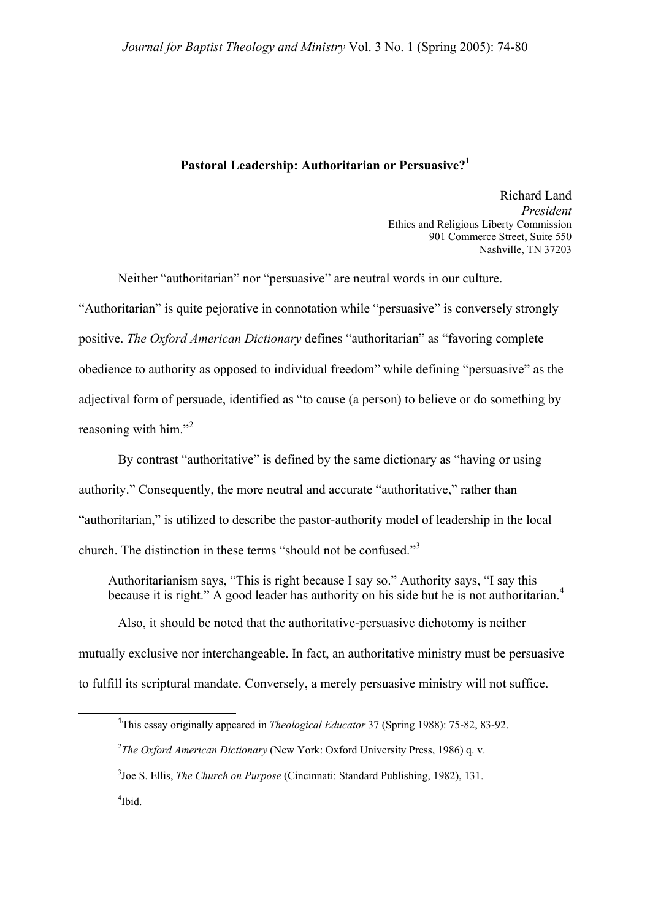# Pastoral Leadership: Authoritarian or Persuasive?[1]

Richard Land
*President*
Ethics and Religious Liberty Commission
901 Commerce Street, Suite 550
Nashville, TN 37203

Neither "authoritarian" nor "persuasive" are neutral words in our culture. "Authoritarian" is quite pejorative in connotation while "persuasive" is conversely strongly positive. *The Oxford American Dictionary* defines "authoritarian" as "favoring complete obedience to authority as opposed to individual freedom" while defining "persuasive" as the adjectival form of persuade, identified as "to cause (a person) to believe or do something by reasoning with him."[2]

By contrast "authoritative" is defined by the same dictionary as "having or using authority." Consequently, the more neutral and accurate "authoritative," rather than "authoritarian," is utilized to describe the pastor-authority model of leadership in the local church. The distinction in these terms "should not be confused."[3]

> Authoritarianism says, "This is right because I say so." Authority says, "I say this because it is right." A good leader has authority on his side but he is not authoritarian.[4]

Also, it should be noted that the authoritative-persuasive dichotomy is neither mutually exclusive nor interchangeable. In fact, an authoritative ministry must be persuasive to fulfill its scriptural mandate. Conversely, a merely persuasive ministry will not suffice.

---

[1] This essay originally appeared in *Theological Educator* 37 (Spring 1988): 75-82, 83-92.

[2] *The Oxford American Dictionary* (New York: Oxford University Press, 1986) q. v.

[3] Joe S. Ellis, *The Church on Purpose* (Cincinnati: Standard Publishing, 1982), 131.

[4] Ibid.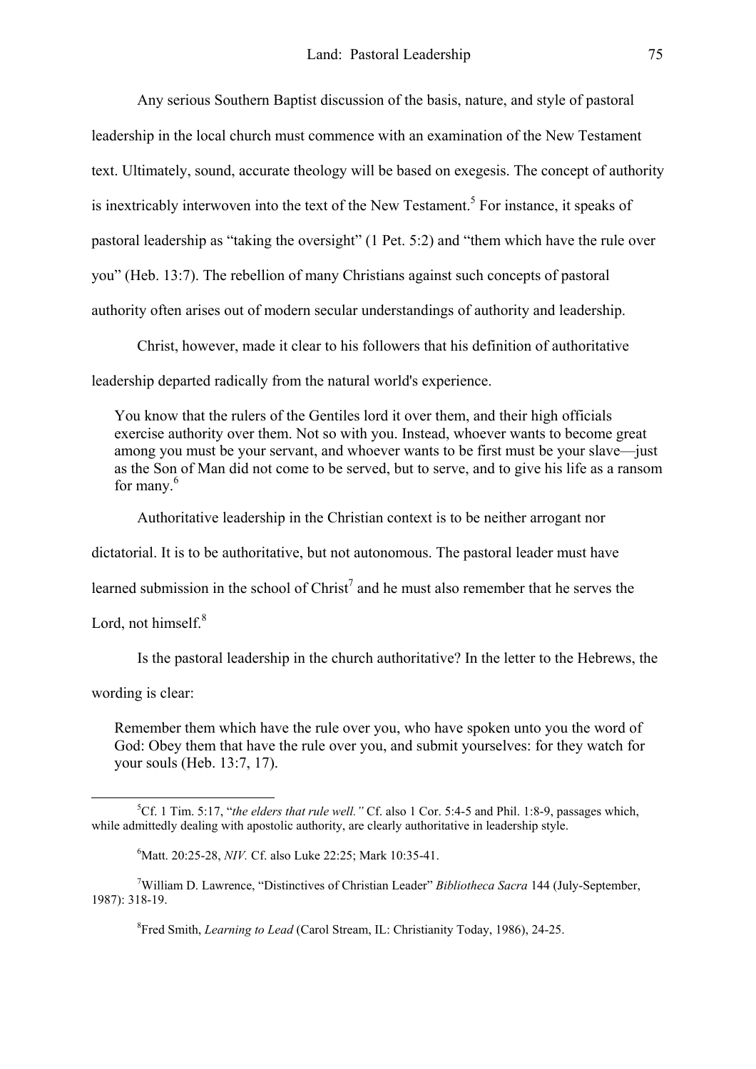Any serious Southern Baptist discussion of the basis, nature, and style of pastoral leadership in the local church must commence with an examination of the New Testament text. Ultimately, sound, accurate theology will be based on exegesis. The concept of authority is inextricably interwoven into the text of the New Testament.[5] For instance, it speaks of pastoral leadership as "taking the oversight" (1 Pet. 5:2) and "them which have the rule over you" (Heb. 13:7). The rebellion of many Christians against such concepts of pastoral authority often arises out of modern secular understandings of authority and leadership.

Christ, however, made it clear to his followers that his definition of authoritative leadership departed radically from the natural world's experience.

> You know that the rulers of the Gentiles lord it over them, and their high officials exercise authority over them. Not so with you. Instead, whoever wants to become great among you must be your servant, and whoever wants to be first must be your slave—just as the Son of Man did not come to be served, but to serve, and to give his life as a ransom for many.[6]

Authoritative leadership in the Christian context is to be neither arrogant nor dictatorial. It is to be authoritative, but not autonomous. The pastoral leader must have learned submission in the school of Christ[7] and he must also remember that he serves the Lord, not himself.[8]

Is the pastoral leadership in the church authoritative? In the letter to the Hebrews, the wording is clear:

> Remember them which have the rule over you, who have spoken unto you the word of God: Obey them that have the rule over you, and submit yourselves: for they watch for your souls (Heb. 13:7, 17).

---

[5] Cf. 1 Tim. 5:17, "*the elders that rule well.*" Cf. also 1 Cor. 5:4-5 and Phil. 1:8-9, passages which, while admittedly dealing with apostolic authority, are clearly authoritative in leadership style.

[6] Matt. 20:25-28, *NIV.* Cf. also Luke 22:25; Mark 10:35-41.

[7] William D. Lawrence, "Distinctives of Christian Leader" *Bibliotheca Sacra* 144 (July-September, 1987): 318-19.

[8] Fred Smith, *Learning to Lead* (Carol Stream, IL: Christianity Today, 1986), 24-25.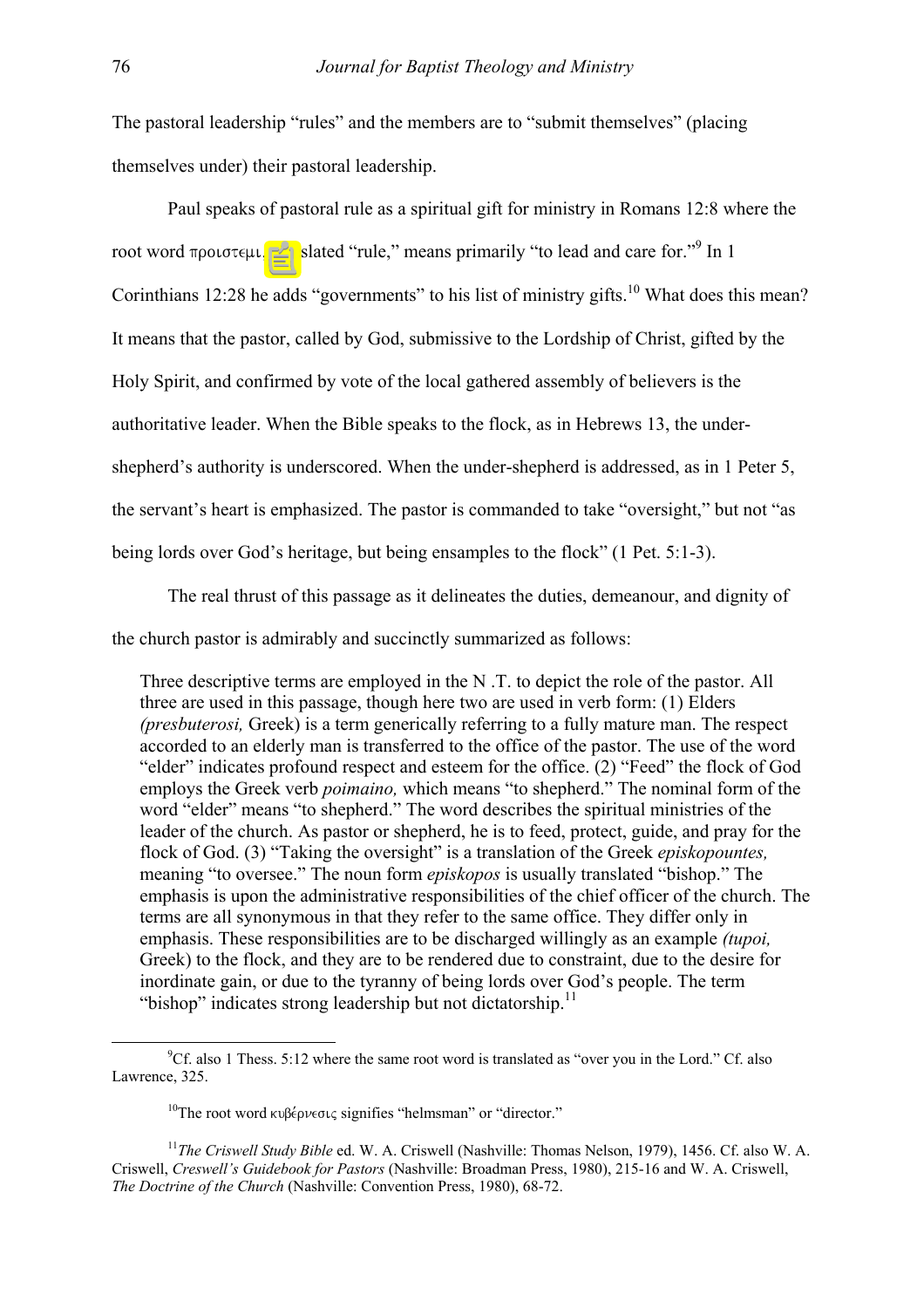The pastoral leadership "rules" and the members are to "submit themselves" (placing themselves under) their pastoral leadership.

Paul speaks of pastoral rule as a spiritual gift for ministry in Romans 12:8 where the root word προιστεμι, translated "rule," means primarily "to lead and care for."[9] In 1 Corinthians 12:28 he adds "governments" to his list of ministry gifts.[10] What does this mean? It means that the pastor, called by God, submissive to the Lordship of Christ, gifted by the Holy Spirit, and confirmed by vote of the local gathered assembly of believers is the authoritative leader. When the Bible speaks to the flock, as in Hebrews 13, the under-shepherd's authority is underscored. When the under-shepherd is addressed, as in 1 Peter 5, the servant's heart is emphasized. The pastor is commanded to take "oversight," but not "as being lords over God's heritage, but being ensamples to the flock" (1 Pet. 5:1-3).

The real thrust of this passage as it delineates the duties, demeanour, and dignity of the church pastor is admirably and succinctly summarized as follows:

> Three descriptive terms are employed in the N .T. to depict the role of the pastor. All three are used in this passage, though here two are used in verb form: (1) Elders *(presbuterosi,* Greek) is a term generically referring to a fully mature man. The respect accorded to an elderly man is transferred to the office of the pastor. The use of the word "elder" indicates profound respect and esteem for the office. (2) "Feed" the flock of God employs the Greek verb *poimaino,* which means "to shepherd." The nominal form of the word "elder" means "to shepherd." The word describes the spiritual ministries of the leader of the church. As pastor or shepherd, he is to feed, protect, guide, and pray for the flock of God. (3) "Taking the oversight" is a translation of the Greek *episkopountes,* meaning "to oversee." The noun form *episkopos* is usually translated "bishop." The emphasis is upon the administrative responsibilities of the chief officer of the church. The terms are all synonymous in that they refer to the same office. They differ only in emphasis. These responsibilities are to be discharged willingly as an example *(tupoi,* Greek) to the flock, and they are to be rendered due to constraint, due to the desire for inordinate gain, or due to the tyranny of being lords over God's people. The term "bishop" indicates strong leadership but not dictatorship.[11]

---

[9] Cf. also 1 Thess. 5:12 where the same root word is translated as "over you in the Lord." Cf. also Lawrence, 325.

[10] The root word κυβέρνεσις signifies "helmsman" or "director."

[11] *The Criswell Study Bible* ed. W. A. Criswell (Nashville: Thomas Nelson, 1979), 1456. Cf. also W. A. Criswell, *Creswell's Guidebook for Pastors* (Nashville: Broadman Press, 1980), 215-16 and W. A. Criswell, *The Doctrine of the Church* (Nashville: Convention Press, 1980), 68-72.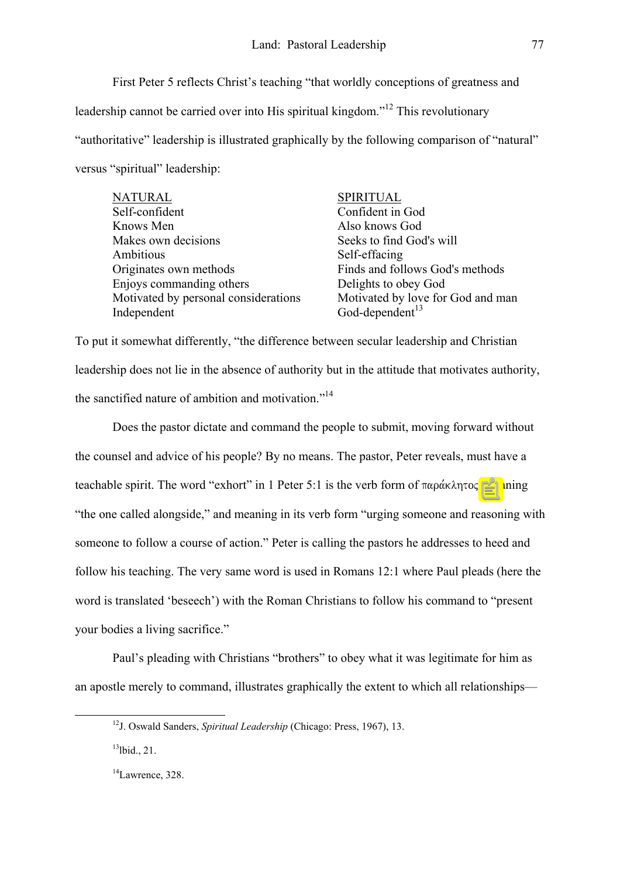First Peter 5 reflects Christ's teaching "that worldly conceptions of greatness and leadership cannot be carried over into His spiritual kingdom."[12] This revolutionary "authoritative" leadership is illustrated graphically by the following comparison of "natural" versus "spiritual" leadership:

| NATURAL | SPIRITUAL |
|---|---|
| Self-confident | Confident in God |
| Knows Men | Also knows God |
| Makes own decisions | Seeks to find God's will |
| Ambitious | Self-effacing |
| Originates own methods | Finds and follows God's methods |
| Enjoys commanding others | Delights to obey God |
| Motivated by personal considerations | Motivated by love for God and man |
| Independent | God-dependent[13] |

To put it somewhat differently, "the difference between secular leadership and Christian leadership does not lie in the absence of authority but in the attitude that motivates authority, the sanctified nature of ambition and motivation."[14]

Does the pastor dictate and command the people to submit, moving forward without the counsel and advice of his people? By no means. The pastor, Peter reveals, must have a teachable spirit. The word "exhort" in 1 Peter 5:1 is the verb form of παράκλητος meaning "the one called alongside," and meaning in its verb form "urging someone and reasoning with someone to follow a course of action." Peter is calling the pastors he addresses to heed and follow his teaching. The very same word is used in Romans 12:1 where Paul pleads (here the word is translated 'beseech') with the Roman Christians to follow his command to "present your bodies a living sacrifice."

Paul's pleading with Christians "brothers" to obey what it was legitimate for him as an apostle merely to command, illustrates graphically the extent to which all relationships—

---

[12]J. Oswald Sanders, *Spiritual Leadership* (Chicago: Press, 1967), 13.

[13]Ibid., 21.

[14]Lawrence, 328.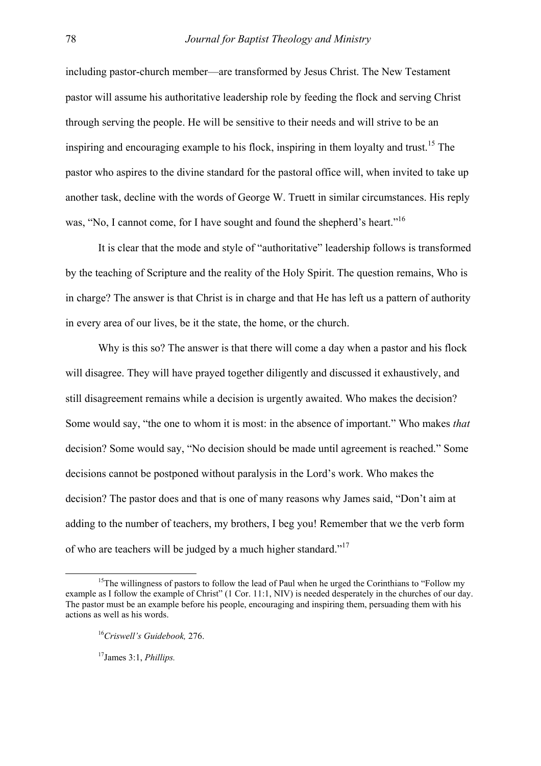including pastor-church member—are transformed by Jesus Christ. The New Testament pastor will assume his authoritative leadership role by feeding the flock and serving Christ through serving the people. He will be sensitive to their needs and will strive to be an inspiring and encouraging example to his flock, inspiring in them loyalty and trust.[15] The pastor who aspires to the divine standard for the pastoral office will, when invited to take up another task, decline with the words of George W. Truett in similar circumstances. His reply was, "No, I cannot come, for I have sought and found the shepherd's heart."[16]

It is clear that the mode and style of "authoritative" leadership follows is transformed by the teaching of Scripture and the reality of the Holy Spirit. The question remains, Who is in charge? The answer is that Christ is in charge and that He has left us a pattern of authority in every area of our lives, be it the state, the home, or the church.

Why is this so? The answer is that there will come a day when a pastor and his flock will disagree. They will have prayed together diligently and discussed it exhaustively, and still disagreement remains while a decision is urgently awaited. Who makes the decision? Some would say, "the one to whom it is most: in the absence of important." Who makes *that* decision? Some would say, "No decision should be made until agreement is reached." Some decisions cannot be postponed without paralysis in the Lord's work. Who makes the decision? The pastor does and that is one of many reasons why James said, "Don't aim at adding to the number of teachers, my brothers, I beg you! Remember that we the verb form of who are teachers will be judged by a much higher standard."[17]

---

[15]The willingness of pastors to follow the lead of Paul when he urged the Corinthians to "Follow my example as I follow the example of Christ" (1 Cor. 11:1, NIV) is needed desperately in the churches of our day. The pastor must be an example before his people, encouraging and inspiring them, persuading them with his actions as well as his words.

[16]*Criswell's Guidebook,* 276.

[17]James 3:1, *Phillips.*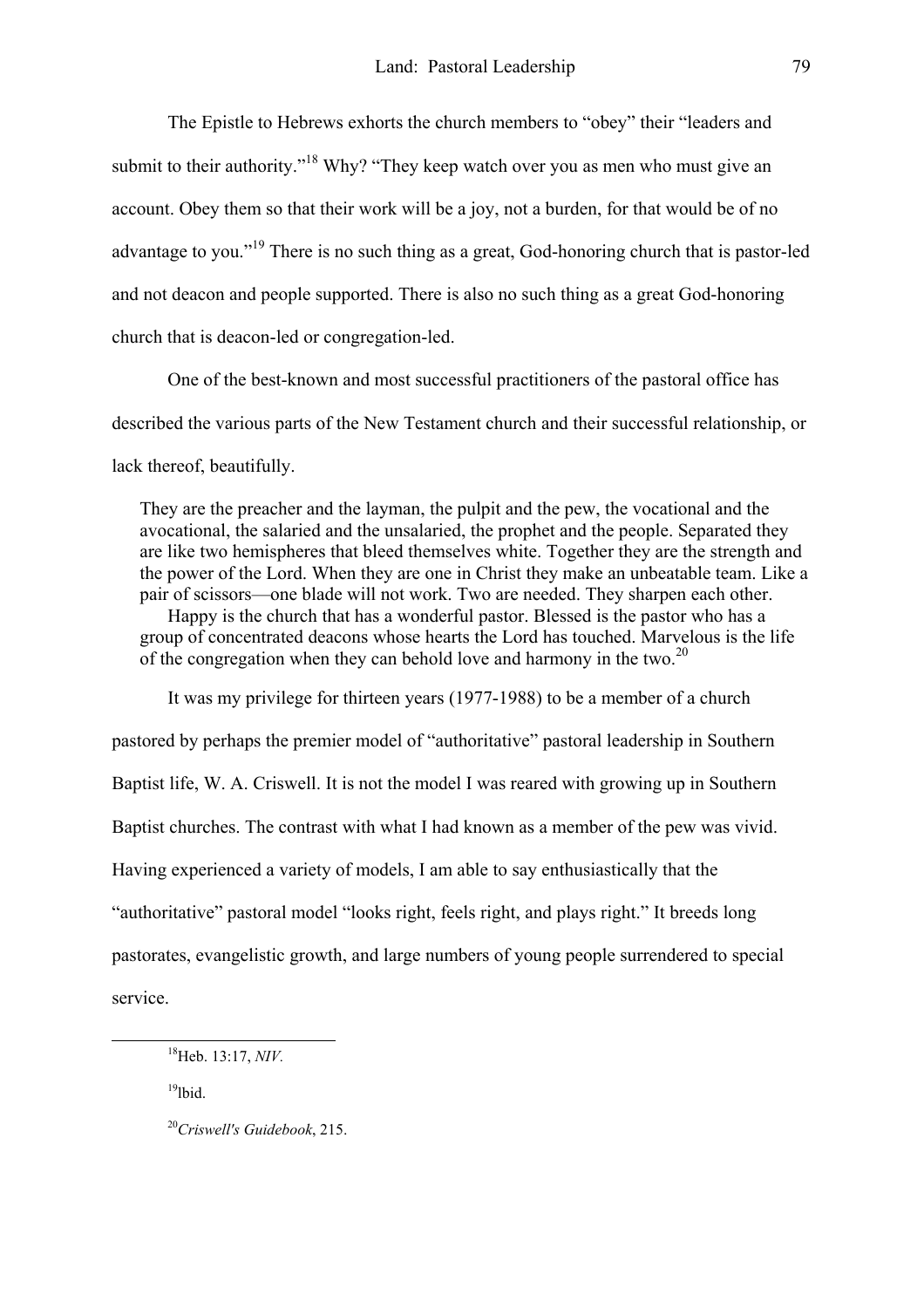The Epistle to Hebrews exhorts the church members to "obey" their "leaders and submit to their authority."[18] Why? "They keep watch over you as men who must give an account. Obey them so that their work will be a joy, not a burden, for that would be of no advantage to you."[19] There is no such thing as a great, God-honoring church that is pastor-led and not deacon and people supported. There is also no such thing as a great God-honoring church that is deacon-led or congregation-led.

One of the best-known and most successful practitioners of the pastoral office has described the various parts of the New Testament church and their successful relationship, or lack thereof, beautifully.

> They are the preacher and the layman, the pulpit and the pew, the vocational and the avocational, the salaried and the unsalaried, the prophet and the people. Separated they are like two hemispheres that bleed themselves white. Together they are the strength and the power of the Lord. When they are one in Christ they make an unbeatable team. Like a pair of scissors—one blade will not work. Two are needed. They sharpen each other.
>
> Happy is the church that has a wonderful pastor. Blessed is the pastor who has a group of concentrated deacons whose hearts the Lord has touched. Marvelous is the life of the congregation when they can behold love and harmony in the two.[20]

It was my privilege for thirteen years (1977-1988) to be a member of a church pastored by perhaps the premier model of "authoritative" pastoral leadership in Southern Baptist life, W. A. Criswell. It is not the model I was reared with growing up in Southern Baptist churches. The contrast with what I had known as a member of the pew was vivid. Having experienced a variety of models, I am able to say enthusiastically that the "authoritative" pastoral model "looks right, feels right, and plays right." It breeds long pastorates, evangelistic growth, and large numbers of young people surrendered to special service.

---

[18]Heb. 13:17, *NIV.*

[19]Ibid.

[20]*Criswell's Guidebook*, 215.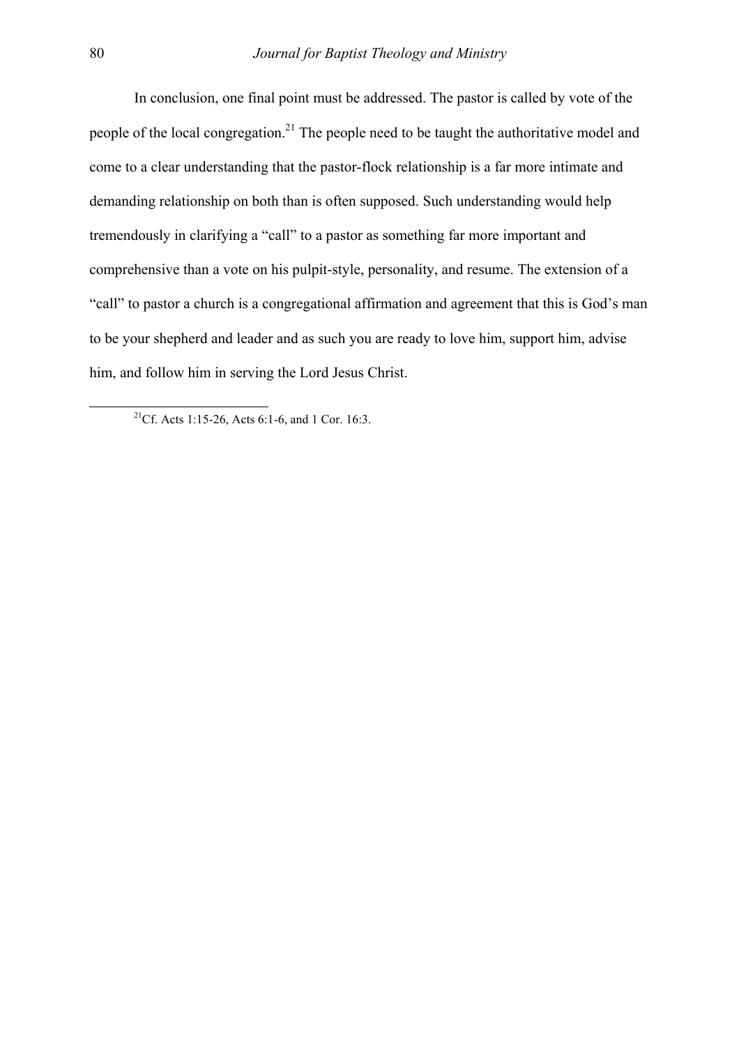In conclusion, one final point must be addressed. The pastor is called by vote of the people of the local congregation.[21] The people need to be taught the authoritative model and come to a clear understanding that the pastor-flock relationship is a far more intimate and demanding relationship on both than is often supposed. Such understanding would help tremendously in clarifying a "call" to a pastor as something far more important and comprehensive than a vote on his pulpit-style, personality, and resume. The extension of a "call" to pastor a church is a congregational affirmation and agreement that this is God's man to be your shepherd and leader and as such you are ready to love him, support him, advise him, and follow him in serving the Lord Jesus Christ.

[21]Cf. Acts 1:15-26, Acts 6:1-6, and 1 Cor. 16:3.